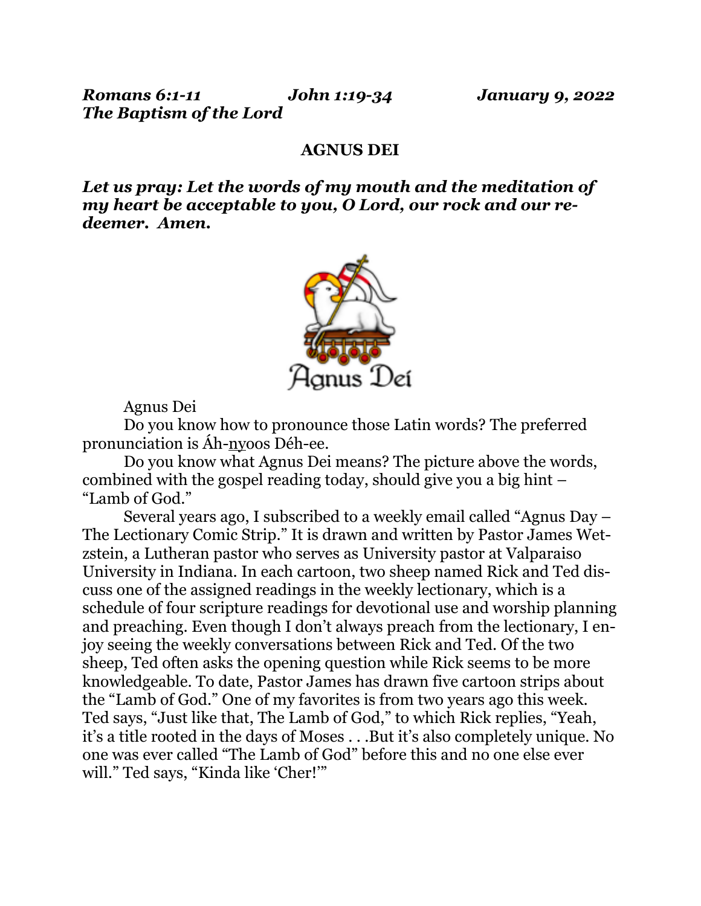***Romans 6:1-11*** ***John 1:19-34*** ***January 9, 2022***
***The Baptism of the Lord***

**AGNUS DEI**

***Let us pray: Let the words of my mouth and the meditation of my heart be acceptable to you, O Lord, our rock and our redeemer. Amen.***

Agnus Dei

Do you know how to pronounce those Latin words? The preferred pronunciation is Áh-nyoos Déh-ee.

Do you know what Agnus Dei means? The picture above the words, combined with the gospel reading today, should give you a big hint – "Lamb of God."

Several years ago, I subscribed to a weekly email called "Agnus Day – The Lectionary Comic Strip." It is drawn and written by Pastor James Wetzstein, a Lutheran pastor who serves as University pastor at Valparaiso University in Indiana. In each cartoon, two sheep named Rick and Ted discuss one of the assigned readings in the weekly lectionary, which is a schedule of four scripture readings for devotional use and worship planning and preaching. Even though I don't always preach from the lectionary, I enjoy seeing the weekly conversations between Rick and Ted. Of the two sheep, Ted often asks the opening question while Rick seems to be more knowledgeable. To date, Pastor James has drawn five cartoon strips about the "Lamb of God." One of my favorites is from two years ago this week. Ted says, "Just like that, The Lamb of God," to which Rick replies, "Yeah, it's a title rooted in the days of Moses . . .But it's also completely unique. No one was ever called "The Lamb of God" before this and no one else ever will." Ted says, "Kinda like 'Cher!'"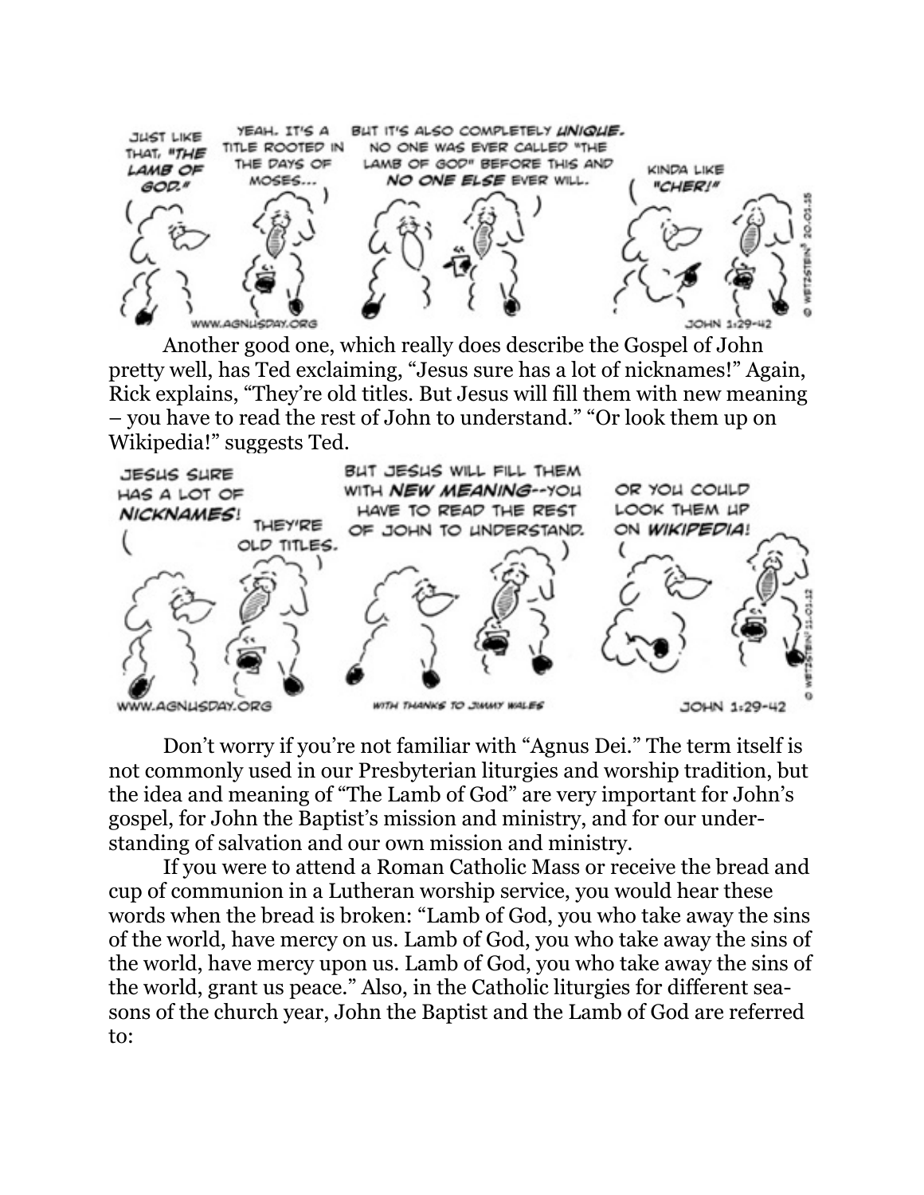Another good one, which really does describe the Gospel of John pretty well, has Ted exclaiming, "Jesus sure has a lot of nicknames!" Again, Rick explains, "They're old titles. But Jesus will fill them with new meaning – you have to read the rest of John to understand." "Or look them up on Wikipedia!" suggests Ted.

Don't worry if you're not familiar with "Agnus Dei." The term itself is not commonly used in our Presbyterian liturgies and worship tradition, but the idea and meaning of "The Lamb of God" are very important for John's gospel, for John the Baptist's mission and ministry, and for our understanding of salvation and our own mission and ministry.

If you were to attend a Roman Catholic Mass or receive the bread and cup of communion in a Lutheran worship service, you would hear these words when the bread is broken: "Lamb of God, you who take away the sins of the world, have mercy on us. Lamb of God, you who take away the sins of the world, have mercy upon us. Lamb of God, you who take away the sins of the world, grant us peace." Also, in the Catholic liturgies for different seasons of the church year, John the Baptist and the Lamb of God are referred to: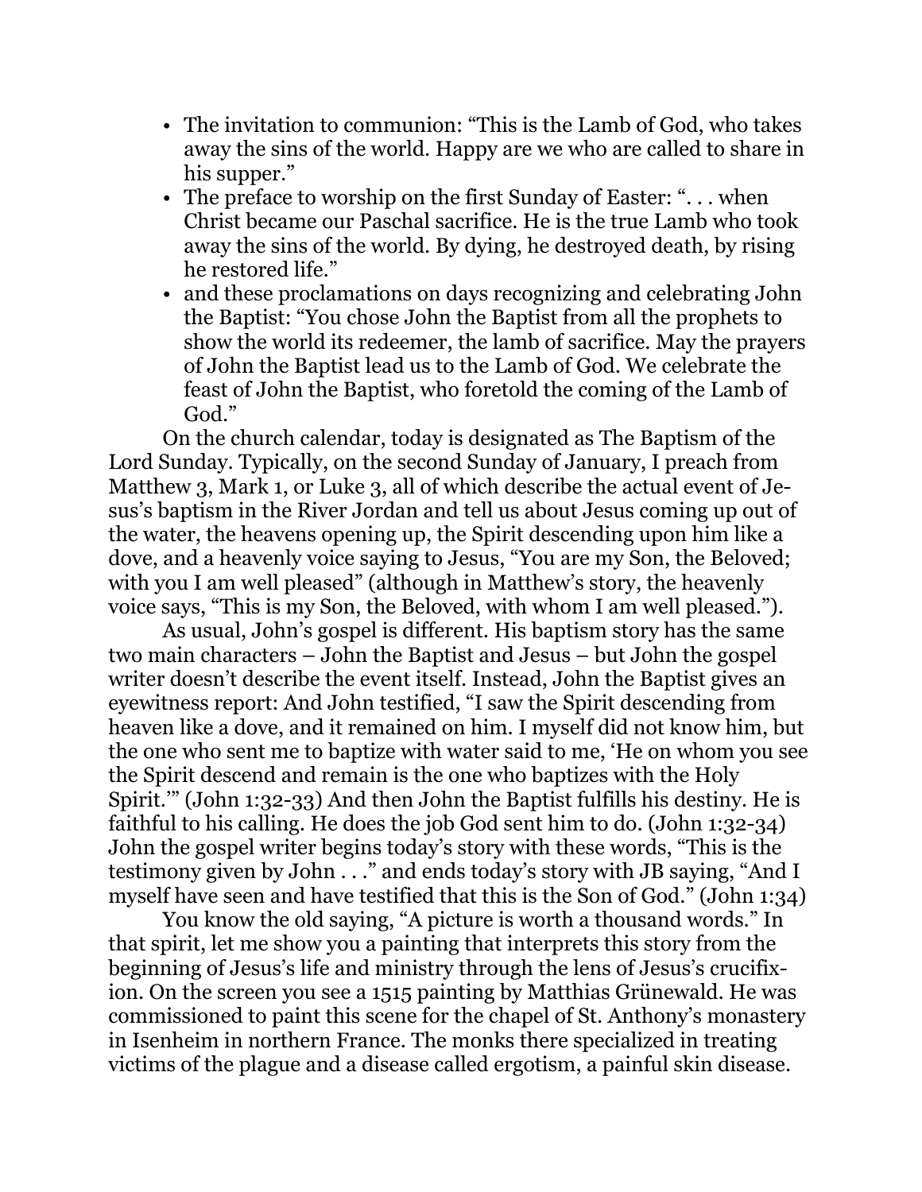- The invitation to communion: “This is the Lamb of God, who takes away the sins of the world. Happy are we who are called to share in his supper.”
- The preface to worship on the first Sunday of Easter: “. . . when Christ became our Paschal sacrifice. He is the true Lamb who took away the sins of the world. By dying, he destroyed death, by rising he restored life.”
- and these proclamations on days recognizing and celebrating John the Baptist: “You chose John the Baptist from all the prophets to show the world its redeemer, the lamb of sacrifice. May the prayers of John the Baptist lead us to the Lamb of God. We celebrate the feast of John the Baptist, who foretold the coming of the Lamb of God.”

On the church calendar, today is designated as The Baptism of the Lord Sunday. Typically, on the second Sunday of January, I preach from Matthew 3, Mark 1, or Luke 3, all of which describe the actual event of Jesus’s baptism in the River Jordan and tell us about Jesus coming up out of the water, the heavens opening up, the Spirit descending upon him like a dove, and a heavenly voice saying to Jesus, “You are my Son, the Beloved; with you I am well pleased” (although in Matthew’s story, the heavenly voice says, “This is my Son, the Beloved, with whom I am well pleased.”).

As usual, John’s gospel is different. His baptism story has the same two main characters – John the Baptist and Jesus – but John the gospel writer doesn’t describe the event itself. Instead, John the Baptist gives an eyewitness report: And John testified, “I saw the Spirit descending from heaven like a dove, and it remained on him. I myself did not know him, but the one who sent me to baptize with water said to me, ‘He on whom you see the Spirit descend and remain is the one who baptizes with the Holy Spirit.’” (John 1:32-33) And then John the Baptist fulfills his destiny. He is faithful to his calling. He does the job God sent him to do. (John 1:32-34) John the gospel writer begins today’s story with these words, “This is the testimony given by John . . .” and ends today’s story with JB saying, “And I myself have seen and have testified that this is the Son of God.” (John 1:34)

You know the old saying, “A picture is worth a thousand words.” In that spirit, let me show you a painting that interprets this story from the beginning of Jesus’s life and ministry through the lens of Jesus’s crucifixion. On the screen you see a 1515 painting by Matthias Grünewald. He was commissioned to paint this scene for the chapel of St. Anthony’s monastery in Isenheim in northern France. The monks there specialized in treating victims of the plague and a disease called ergotism, a painful skin disease.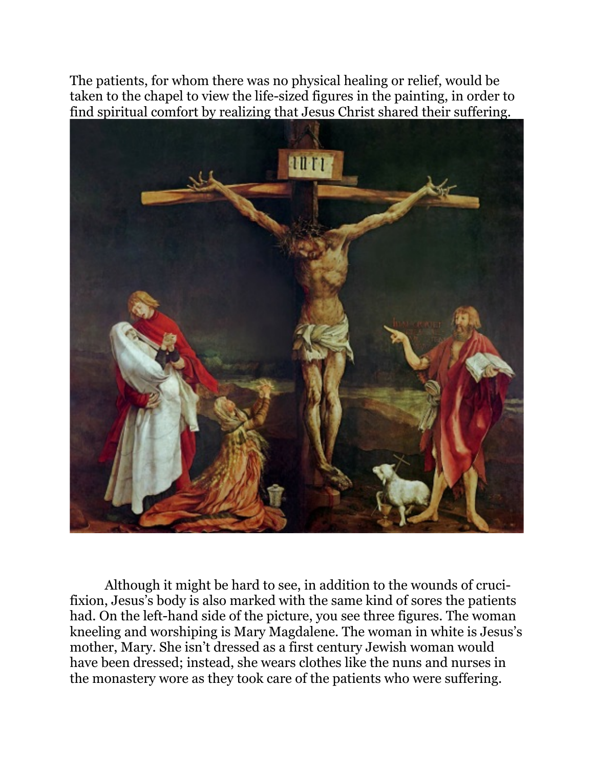The patients, for whom there was no physical healing or relief, would be taken to the chapel to view the life-sized figures in the painting, in order to find spiritual comfort by realizing that Jesus Christ shared their suffering.

Although it might be hard to see, in addition to the wounds of crucifixion, Jesus's body is also marked with the same kind of sores the patients had. On the left-hand side of the picture, you see three figures. The woman kneeling and worshiping is Mary Magdalene. The woman in white is Jesus's mother, Mary. She isn't dressed as a first century Jewish woman would have been dressed; instead, she wears clothes like the nuns and nurses in the monastery wore as they took care of the patients who were suffering.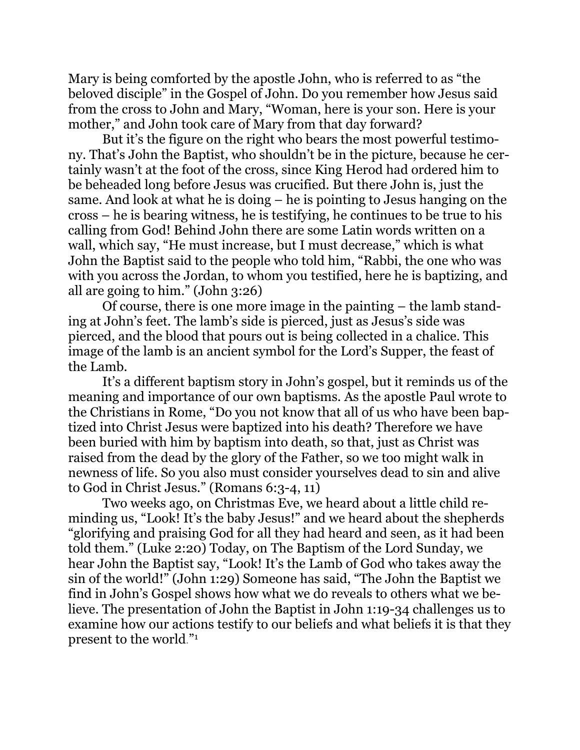Mary is being comforted by the apostle John, who is referred to as "the beloved disciple" in the Gospel of John. Do you remember how Jesus said from the cross to John and Mary, "Woman, here is your son. Here is your mother," and John took care of Mary from that day forward?

But it's the figure on the right who bears the most powerful testimony. That's John the Baptist, who shouldn't be in the picture, because he certainly wasn't at the foot of the cross, since King Herod had ordered him to be beheaded long before Jesus was crucified. But there John is, just the same. And look at what he is doing – he is pointing to Jesus hanging on the cross – he is bearing witness, he is testifying, he continues to be true to his calling from God! Behind John there are some Latin words written on a wall, which say, "He must increase, but I must decrease," which is what John the Baptist said to the people who told him, "Rabbi, the one who was with you across the Jordan, to whom you testified, here he is baptizing, and all are going to him." (John 3:26)

Of course, there is one more image in the painting – the lamb standing at John's feet. The lamb's side is pierced, just as Jesus's side was pierced, and the blood that pours out is being collected in a chalice. This image of the lamb is an ancient symbol for the Lord's Supper, the feast of the Lamb.

It's a different baptism story in John's gospel, but it reminds us of the meaning and importance of our own baptisms. As the apostle Paul wrote to the Christians in Rome, "Do you not know that all of us who have been baptized into Christ Jesus were baptized into his death? Therefore we have been buried with him by baptism into death, so that, just as Christ was raised from the dead by the glory of the Father, so we too might walk in newness of life. So you also must consider yourselves dead to sin and alive to God in Christ Jesus." (Romans 6:3-4, 11)

Two weeks ago, on Christmas Eve, we heard about a little child reminding us, "Look! It's the baby Jesus!" and we heard about the shepherds "glorifying and praising God for all they had heard and seen, as it had been told them." (Luke 2:20) Today, on The Baptism of the Lord Sunday, we hear John the Baptist say, "Look! It's the Lamb of God who takes away the sin of the world!" (John 1:29) Someone has said, "The John the Baptist we find in John's Gospel shows how what we do reveals to others what we believe. The presentation of John the Baptist in John 1:19-34 challenges us to examine how our actions testify to our beliefs and what beliefs it is that they present to the world."[1]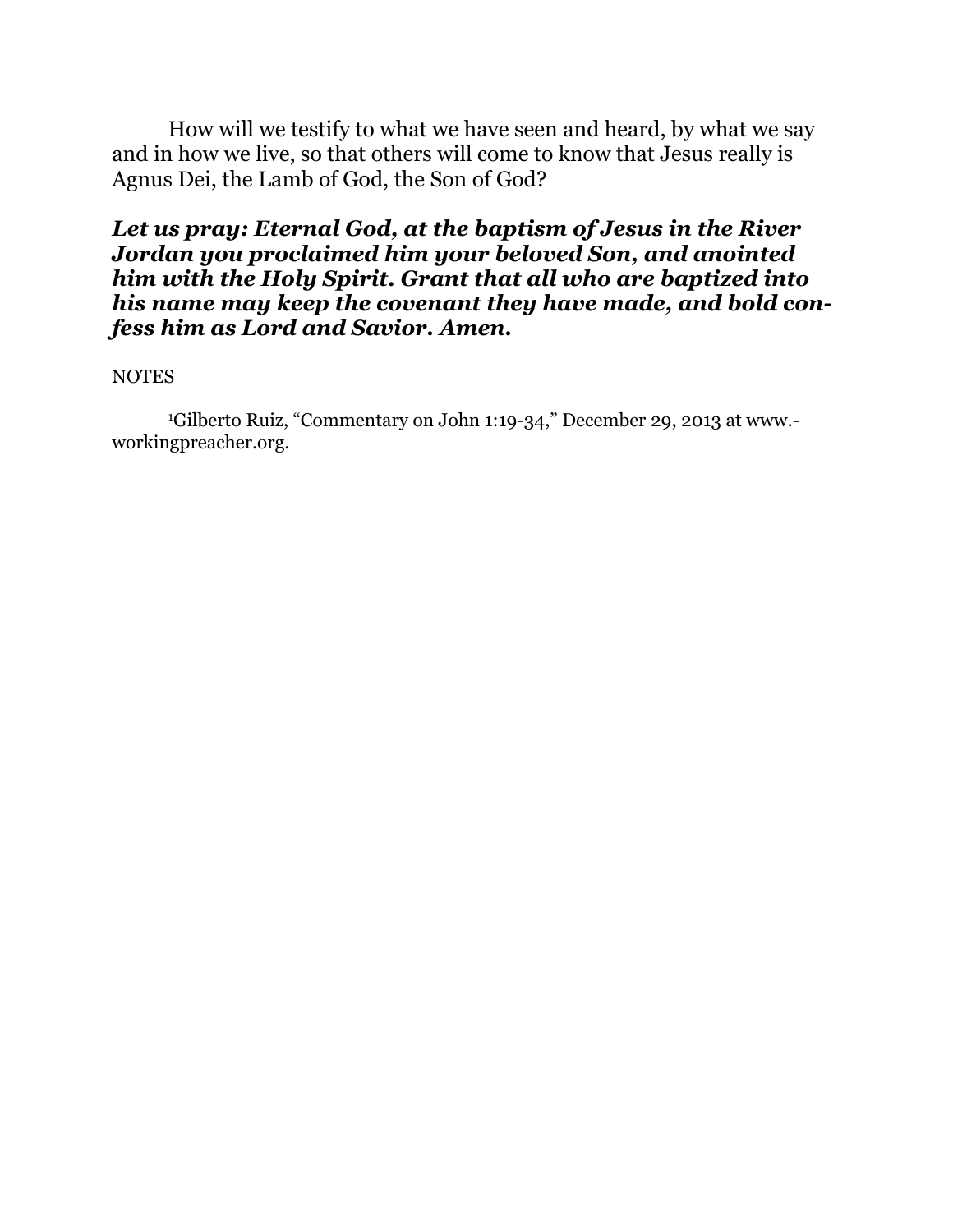How will we testify to what we have seen and heard, by what we say and in how we live, so that others will come to know that Jesus really is Agnus Dei, the Lamb of God, the Son of God?

***Let us pray: Eternal God, at the baptism of Jesus in the River Jordan you proclaimed him your beloved Son, and anointed him with the Holy Spirit. Grant that all who are baptized into his name may keep the covenant they have made, and bold confess him as Lord and Savior. Amen.***

NOTES

[1]Gilberto Ruiz, "Commentary on John 1:19-34," December 29, 2013 at www.workingpreacher.org.